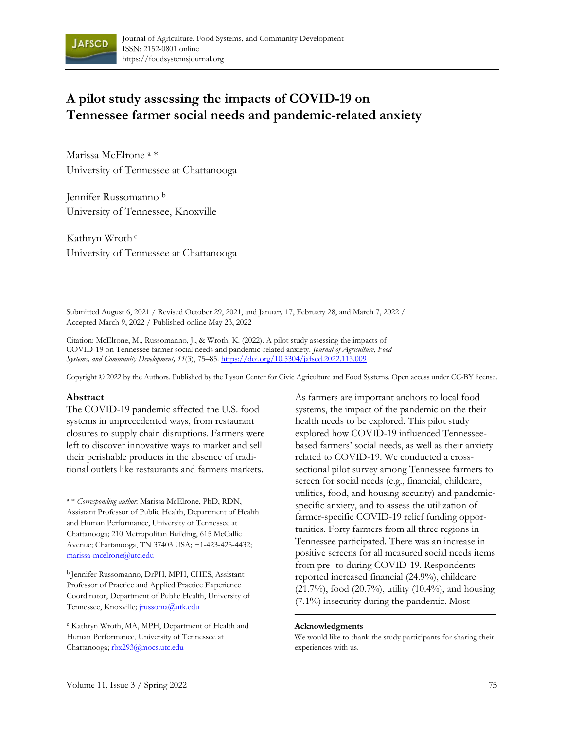Journal of Agriculture, Food Systems, and Community Development
ISSN: 2152-0801 online
https://foodsystemsjournal.org

# A pilot study assessing the impacts of COVID-19 on Tennessee farmer social needs and pandemic-related anxiety

Marissa McElrone [a] *
University of Tennessee at Chattanooga

Jennifer Russomanno [b]
University of Tennessee, Knoxville

Kathryn Wroth [c]
University of Tennessee at Chattanooga

Submitted August 6, 2021 / Revised October 29, 2021, and January 17, February 28, and March 7, 2022 / Accepted March 9, 2022 / Published online May 23, 2022

Citation: McElrone, M., Russomanno, J., & Wroth, K. (2022). A pilot study assessing the impacts of COVID-19 on Tennessee farmer social needs and pandemic-related anxiety. *Journal of Agriculture, Food Systems, and Community Development, 11*(3), 75–85. https://doi.org/10.5304/jafscd.2022.113.009

Copyright © 2022 by the Authors. Published by the Lyson Center for Civic Agriculture and Food Systems. Open access under CC-BY license.

## Abstract

The COVID-19 pandemic affected the U.S. food systems in unprecedented ways, from restaurant closures to supply chain disruptions. Farmers were left to discover innovative ways to market and sell their perishable products in the absence of traditional outlets like restaurants and farmers markets. As farmers are important anchors to local food systems, the impact of the pandemic on the their health needs to be explored. This pilot study explored how COVID-19 influenced Tennessee-based farmers' social needs, as well as their anxiety related to COVID-19. We conducted a cross-sectional pilot survey among Tennessee farmers to screen for social needs (e.g., financial, childcare, utilities, food, and housing security) and pandemic-specific anxiety, and to assess the utilization of farmer-specific COVID-19 relief funding opportunities. Forty farmers from all three regions in Tennessee participated. There was an increase in positive screens for all measured social needs items from pre- to during COVID-19. Respondents reported increased financial (24.9%), childcare (21.7%), food (20.7%), utility (10.4%), and housing (7.1%) insecurity during the pandemic. Most

---

[a] * *Corresponding author:* Marissa McElrone, PhD, RDN, Assistant Professor of Public Health, Department of Health and Human Performance, University of Tennessee at Chattanooga; 210 Metropolitan Building, 615 McCallie Avenue; Chattanooga, TN 37403 USA; +1-423-425-4432; marissa-mcelrone@utc.edu

[b] Jennifer Russomanno, DrPH, MPH, CHES, Assistant Professor of Practice and Applied Practice Experience Coordinator, Department of Public Health, University of Tennessee, Knoxville; jrussoma@utk.edu

[c] Kathryn Wroth, MA, MPH, Department of Health and Human Performance, University of Tennessee at Chattanooga; rbx293@mocs.utc.edu

**Acknowledgments**

We would like to thank the study participants for sharing their experiences with us.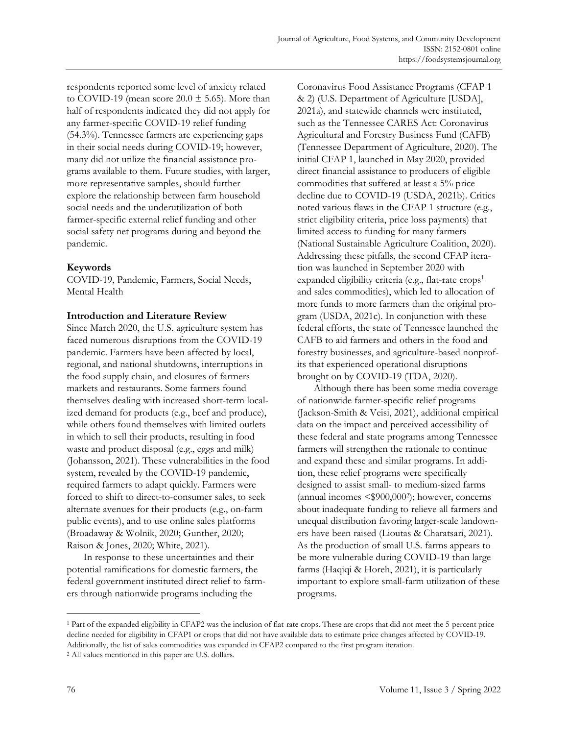respondents reported some level of anxiety related to COVID-19 (mean score 20.0 ± 5.65). More than half of respondents indicated they did not apply for any farmer-specific COVID-19 relief funding (54.3%). Tennessee farmers are experiencing gaps in their social needs during COVID-19; however, many did not utilize the financial assistance programs available to them. Future studies, with larger, more representative samples, should further explore the relationship between farm household social needs and the underutilization of both farmer-specific external relief funding and other social safety net programs during and beyond the pandemic.

**Keywords**

COVID-19, Pandemic, Farmers, Social Needs, Mental Health

## Introduction and Literature Review

Since March 2020, the U.S. agriculture system has faced numerous disruptions from the COVID-19 pandemic. Farmers have been affected by local, regional, and national shutdowns, interruptions in the food supply chain, and closures of farmers markets and restaurants. Some farmers found themselves dealing with increased short-term localized demand for products (e.g., beef and produce), while others found themselves with limited outlets in which to sell their products, resulting in food waste and product disposal (e.g., eggs and milk) (Johansson, 2021). These vulnerabilities in the food system, revealed by the COVID-19 pandemic, required farmers to adapt quickly. Farmers were forced to shift to direct-to-consumer sales, to seek alternate avenues for their products (e.g., on-farm public events), and to use online sales platforms (Broadaway & Wolnik, 2020; Gunther, 2020; Raison & Jones, 2020; White, 2021).

In response to these uncertainties and their potential ramifications for domestic farmers, the federal government instituted direct relief to farmers through nationwide programs including the Coronavirus Food Assistance Programs (CFAP 1 & 2) (U.S. Department of Agriculture [USDA], 2021a), and statewide channels were instituted, such as the Tennessee CARES Act: Coronavirus Agricultural and Forestry Business Fund (CAFB) (Tennessee Department of Agriculture, 2020). The initial CFAP 1, launched in May 2020, provided direct financial assistance to producers of eligible commodities that suffered at least a 5% price decline due to COVID-19 (USDA, 2021b). Critics noted various flaws in the CFAP 1 structure (e.g., strict eligibility criteria, price loss payments) that limited access to funding for many farmers (National Sustainable Agriculture Coalition, 2020). Addressing these pitfalls, the second CFAP iteration was launched in September 2020 with expanded eligibility criteria (e.g., flat-rate crops[1] and sales commodities), which led to allocation of more funds to more farmers than the original program (USDA, 2021c). In conjunction with these federal efforts, the state of Tennessee launched the CAFB to aid farmers and others in the food and forestry businesses, and agriculture-based nonprofits that experienced operational disruptions brought on by COVID-19 (TDA, 2020).

Although there has been some media coverage of nationwide farmer-specific relief programs (Jackson-Smith & Veisi, 2021), additional empirical data on the impact and perceived accessibility of these federal and state programs among Tennessee farmers will strengthen the rationale to continue and expand these and similar programs. In addition, these relief programs were specifically designed to assist small- to medium-sized farms (annual incomes <$900,000[2]); however, concerns about inadequate funding to relieve all farmers and unequal distribution favoring larger-scale landowners have been raised (Lioutas & Charatsari, 2021). As the production of small U.S. farms appears to be more vulnerable during COVID-19 than large farms (Haqiqi & Horeh, 2021), it is particularly important to explore small-farm utilization of these programs.

---

[1] Part of the expanded eligibility in CFAP2 was the inclusion of flat-rate crops. These are crops that did not meet the 5-percent price decline needed for eligibility in CFAP1 or crops that did not have available data to estimate price changes affected by COVID-19. Additionally, the list of sales commodities was expanded in CFAP2 compared to the first program iteration.

[2] All values mentioned in this paper are U.S. dollars.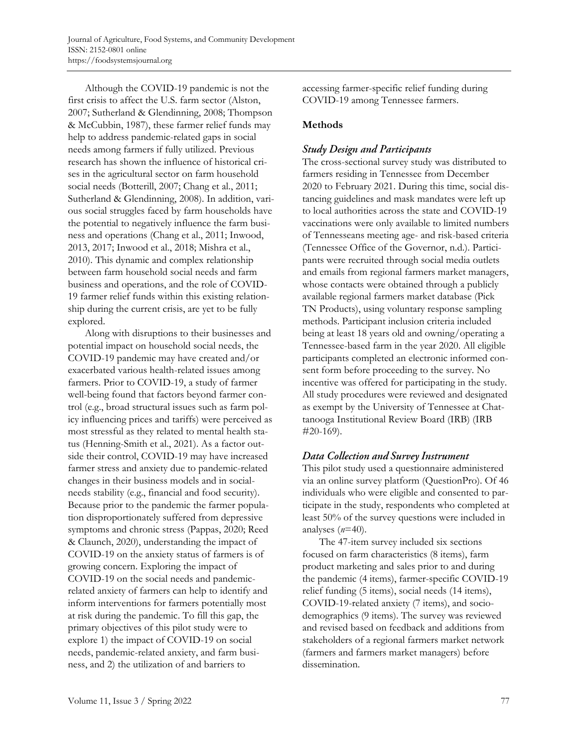Although the COVID-19 pandemic is not the first crisis to affect the U.S. farm sector (Alston, 2007; Sutherland & Glendinning, 2008; Thompson & McCubbin, 1987), these farmer relief funds may help to address pandemic-related gaps in social needs among farmers if fully utilized. Previous research has shown the influence of historical crises in the agricultural sector on farm household social needs (Botterill, 2007; Chang et al., 2011; Sutherland & Glendinning, 2008). In addition, various social struggles faced by farm households have the potential to negatively influence the farm business and operations (Chang et al., 2011; Inwood, 2013, 2017; Inwood et al., 2018; Mishra et al., 2010). This dynamic and complex relationship between farm household social needs and farm business and operations, and the role of COVID-19 farmer relief funds within this existing relationship during the current crisis, are yet to be fully explored.

Along with disruptions to their businesses and potential impact on household social needs, the COVID-19 pandemic may have created and/or exacerbated various health-related issues among farmers. Prior to COVID-19, a study of farmer well-being found that factors beyond farmer control (e.g., broad structural issues such as farm policy influencing prices and tariffs) were perceived as most stressful as they related to mental health status (Henning-Smith et al., 2021). As a factor outside their control, COVID-19 may have increased farmer stress and anxiety due to pandemic-related changes in their business models and in social-needs stability (e.g., financial and food security). Because prior to the pandemic the farmer population disproportionately suffered from depressive symptoms and chronic stress (Pappas, 2020; Reed & Claunch, 2020), understanding the impact of COVID-19 on the anxiety status of farmers is of growing concern. Exploring the impact of COVID-19 on the social needs and pandemic-related anxiety of farmers can help to identify and inform interventions for farmers potentially most at risk during the pandemic. To fill this gap, the primary objectives of this pilot study were to explore 1) the impact of COVID-19 on social needs, pandemic-related anxiety, and farm business, and 2) the utilization of and barriers to accessing farmer-specific relief funding during COVID-19 among Tennessee farmers.

## Methods

### *Study Design and Participants*

The cross-sectional survey study was distributed to farmers residing in Tennessee from December 2020 to February 2021. During this time, social distancing guidelines and mask mandates were left up to local authorities across the state and COVID-19 vaccinations were only available to limited numbers of Tennesseans meeting age- and risk-based criteria (Tennessee Office of the Governor, n.d.). Participants were recruited through social media outlets and emails from regional farmers market managers, whose contacts were obtained through a publicly available regional farmers market database (Pick TN Products), using voluntary response sampling methods. Participant inclusion criteria included being at least 18 years old and owning/operating a Tennessee-based farm in the year 2020. All eligible participants completed an electronic informed consent form before proceeding to the survey. No incentive was offered for participating in the study. All study procedures were reviewed and designated as exempt by the University of Tennessee at Chattanooga Institutional Review Board (IRB) (IRB #20-169).

### *Data Collection and Survey Instrument*

This pilot study used a questionnaire administered via an online survey platform (QuestionPro). Of 46 individuals who were eligible and consented to participate in the study, respondents who completed at least 50% of the survey questions were included in analyses (*n*=40).

The 47-item survey included six sections focused on farm characteristics (8 items), farm product marketing and sales prior to and during the pandemic (4 items), farmer-specific COVID-19 relief funding (5 items), social needs (14 items), COVID-19-related anxiety (7 items), and socio-demographics (9 items). The survey was reviewed and revised based on feedback and additions from stakeholders of a regional farmers market network (farmers and farmers market managers) before dissemination.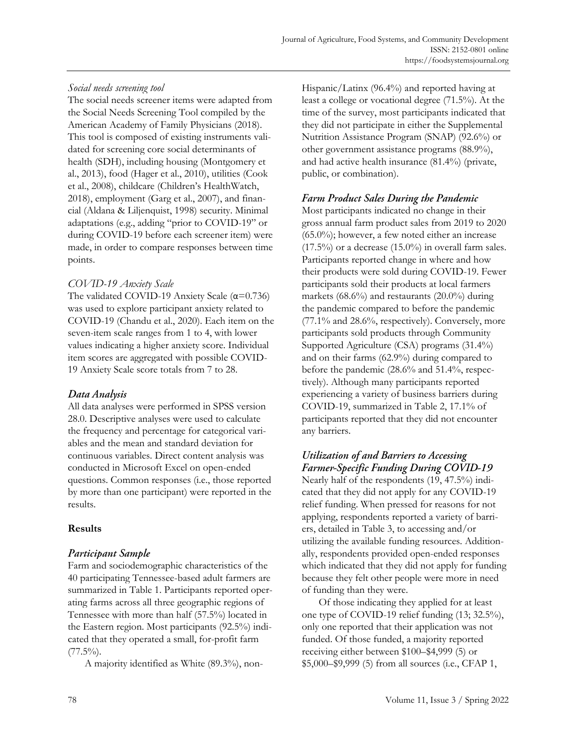#### *Social needs screening tool*

The social needs screener items were adapted from the Social Needs Screening Tool compiled by the American Academy of Family Physicians (2018). This tool is composed of existing instruments validated for screening core social determinants of health (SDH), including housing (Montgomery et al., 2013), food (Hager et al., 2010), utilities (Cook et al., 2008), childcare (Children's HealthWatch, 2018), employment (Garg et al., 2007), and financial (Aldana & Liljenquist, 1998) security. Minimal adaptations (e.g., adding "prior to COVID-19" or during COVID-19 before each screener item) were made, in order to compare responses between time points.

#### *COVID-19 Anxiety Scale*

The validated COVID-19 Anxiety Scale ($\alpha$=0.736) was used to explore participant anxiety related to COVID-19 (Chandu et al., 2020). Each item on the seven-item scale ranges from 1 to 4, with lower values indicating a higher anxiety score. Individual item scores are aggregated with possible COVID-19 Anxiety Scale score totals from 7 to 28.

### *Data Analysis*

All data analyses were performed in SPSS version 28.0. Descriptive analyses were used to calculate the frequency and percentage for categorical variables and the mean and standard deviation for continuous variables. Direct content analysis was conducted in Microsoft Excel on open-ended questions. Common responses (i.e., those reported by more than one participant) were reported in the results.

## **Results**

### *Participant Sample*

Farm and sociodemographic characteristics of the 40 participating Tennessee-based adult farmers are summarized in Table 1. Participants reported operating farms across all three geographic regions of Tennessee with more than half (57.5%) located in the Eastern region. Most participants (92.5%) indicated that they operated a small, for-profit farm (77.5%).

A majority identified as White (89.3%), non-Hispanic/Latinx (96.4%) and reported having at least a college or vocational degree (71.5%). At the time of the survey, most participants indicated that they did not participate in either the Supplemental Nutrition Assistance Program (SNAP) (92.6%) or other government assistance programs (88.9%), and had active health insurance (81.4%) (private, public, or combination).

### *Farm Product Sales During the Pandemic*

Most participants indicated no change in their gross annual farm product sales from 2019 to 2020 (65.0%); however, a few noted either an increase (17.5%) or a decrease (15.0%) in overall farm sales. Participants reported change in where and how their products were sold during COVID-19. Fewer participants sold their products at local farmers markets (68.6%) and restaurants (20.0%) during the pandemic compared to before the pandemic (77.1% and 28.6%, respectively). Conversely, more participants sold products through Community Supported Agriculture (CSA) programs (31.4%) and on their farms (62.9%) during compared to before the pandemic (28.6% and 51.4%, respectively). Although many participants reported experiencing a variety of business barriers during COVID-19, summarized in Table 2, 17.1% of participants reported that they did not encounter any barriers.

### *Utilization of and Barriers to Accessing Farmer-Specific Funding During COVID-19*

Nearly half of the respondents (19, 47.5%) indicated that they did not apply for any COVID-19 relief funding. When pressed for reasons for not applying, respondents reported a variety of barriers, detailed in Table 3, to accessing and/or utilizing the available funding resources. Additionally, respondents provided open-ended responses which indicated that they did not apply for funding because they felt other people were more in need of funding than they were.

Of those indicating they applied for at least one type of COVID-19 relief funding (13; 32.5%), only one reported that their application was not funded. Of those funded, a majority reported receiving either between \$100–\$4,999 (5) or \$5,000–\$9,999 (5) from all sources (i.e., CFAP 1,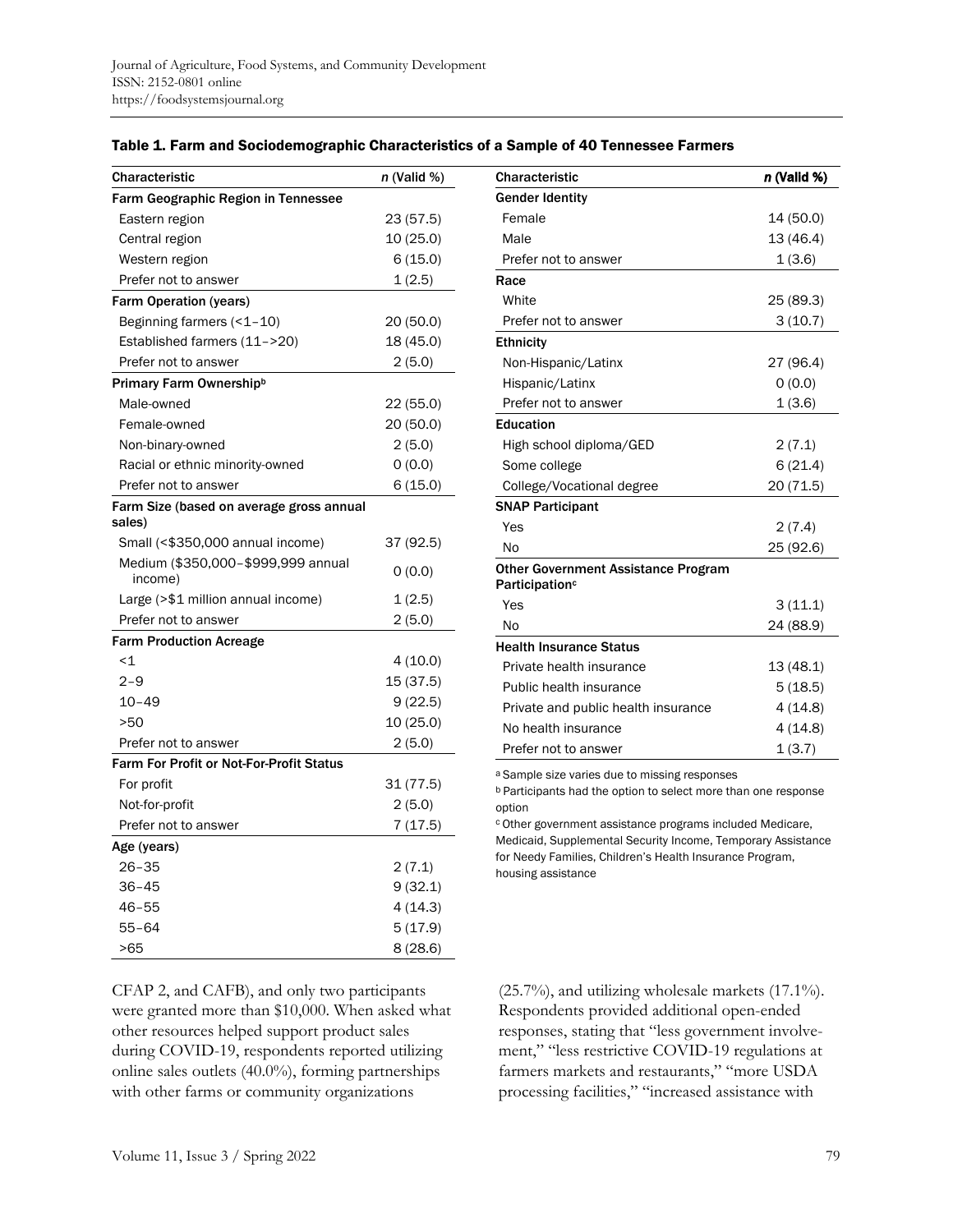**Table 1. Farm and Sociodemographic Characteristics of a Sample of 40 Tennessee Farmers**

| Characteristic | *n* (Valid %) |
|---|---|
| **Farm Geographic Region in Tennessee** | |
| Eastern region | 23 (57.5) |
| Central region | 10 (25.0) |
| Western region | 6 (15.0) |
| Prefer not to answer | 1 (2.5) |
| **Farm Operation (years)** | |
| Beginning farmers (<1–10) | 20 (50.0) |
| Established farmers (11–>20) | 18 (45.0) |
| Prefer not to answer | 2 (5.0) |
| **Primary Farm Ownership[b]** | |
| Male-owned | 22 (55.0) |
| Female-owned | 20 (50.0) |
| Non-binary-owned | 2 (5.0) |
| Racial or ethnic minority-owned | 0 (0.0) |
| Prefer not to answer | 6 (15.0) |
| **Farm Size (based on average gross annual sales)** | |
| Small (<$350,000 annual income) | 37 (92.5) |
| Medium ($350,000–$999,999 annual income) | 0 (0.0) |
| Large (>$1 million annual income) | 1 (2.5) |
| Prefer not to answer | 2 (5.0) |
| **Farm Production Acreage** | |
| <1 | 4 (10.0) |
| 2–9 | 15 (37.5) |
| 10–49 | 9 (22.5) |
| >50 | 10 (25.0) |
| Prefer not to answer | 2 (5.0) |
| **Farm For Profit or Not-For-Profit Status** | |
| For profit | 31 (77.5) |
| Not-for-profit | 2 (5.0) |
| Prefer not to answer | 7 (17.5) |
| **Age (years)** | |
| 26–35 | 2 (7.1) |
| 36–45 | 9 (32.1) |
| 46–55 | 4 (14.3) |
| 55–64 | 5 (17.9) |
| >65 | 8 (28.6) |
| **Gender Identity** | |
| Female | 14 (50.0) |
| Male | 13 (46.4) |
| Prefer not to answer | 1 (3.6) |
| **Race** | |
| White | 25 (89.3) |
| Prefer not to answer | 3 (10.7) |
| **Ethnicity** | |
| Non-Hispanic/Latinx | 27 (96.4) |
| Hispanic/Latinx | 0 (0.0) |
| Prefer not to answer | 1 (3.6) |
| **Education** | |
| High school diploma/GED | 2 (7.1) |
| Some college | 6 (21.4) |
| College/Vocational degree | 20 (71.5) |
| **SNAP Participant** | |
| Yes | 2 (7.4) |
| No | 25 (92.6) |
| **Other Government Assistance Program Participation[c]** | |
| Yes | 3 (11.1) |
| No | 24 (88.9) |
| **Health Insurance Status** | |
| Private health insurance | 13 (48.1) |
| Public health insurance | 5 (18.5) |
| Private and public health insurance | 4 (14.8) |
| No health insurance | 4 (14.8) |
| Prefer not to answer | 1 (3.7) |

[a] Sample size varies due to missing responses

[b] Participants had the option to select more than one response option

[c] Other government assistance programs included Medicare, Medicaid, Supplemental Security Income, Temporary Assistance for Needy Families, Children's Health Insurance Program, housing assistance

CFAP 2, and CAFB), and only two participants were granted more than $10,000. When asked what other resources helped support product sales during COVID-19, respondents reported utilizing online sales outlets (40.0%), forming partnerships with other farms or community organizations (25.7%), and utilizing wholesale markets (17.1%). Respondents provided additional open-ended responses, stating that "less government involvement," "less restrictive COVID-19 regulations at farmers markets and restaurants," "more USDA processing facilities," "increased assistance with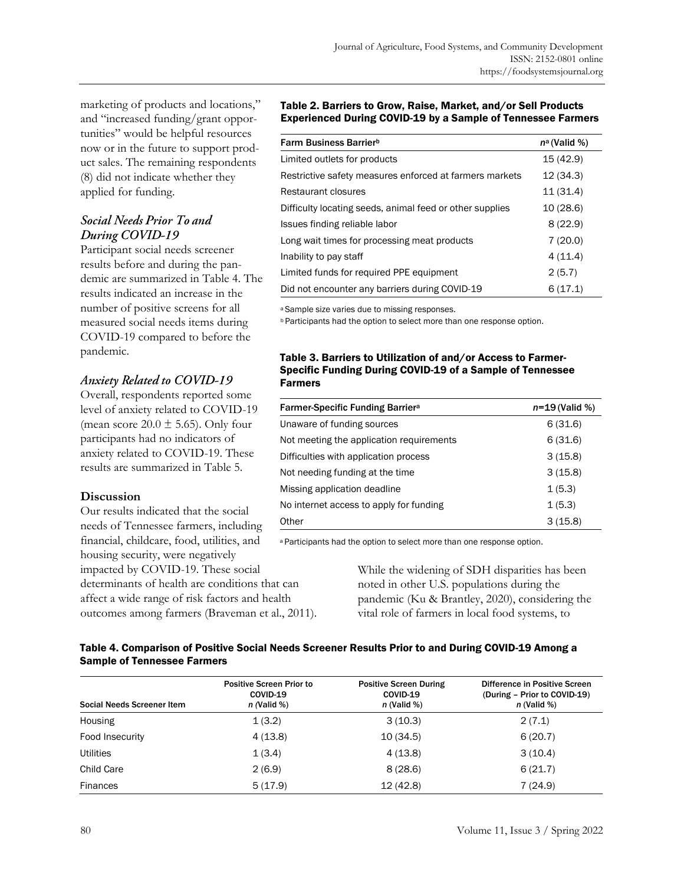marketing of products and locations," and "increased funding/grant opportunities" would be helpful resources now or in the future to support product sales. The remaining respondents (8) did not indicate whether they applied for funding.

### *Social Needs Prior To and During COVID-19*

Participant social needs screener results before and during the pandemic are summarized in Table 4. The results indicated an increase in the number of positive screens for all measured social needs items during COVID-19 compared to before the pandemic.

### *Anxiety Related to COVID-19*

Overall, respondents reported some level of anxiety related to COVID-19 (mean score 20.0 ± 5.65). Only four participants had no indicators of anxiety related to COVID-19. These results are summarized in Table 5.

**Table 2. Barriers to Grow, Raise, Market, and/or Sell Products Experienced During COVID-19 by a Sample of Tennessee Farmers**

| Farm Business Barrier[b] | n[a] (Valid %) |
|---|---|
| Limited outlets for products | 15 (42.9) |
| Restrictive safety measures enforced at farmers markets | 12 (34.3) |
| Restaurant closures | 11 (31.4) |
| Difficulty locating seeds, animal feed or other supplies | 10 (28.6) |
| Issues finding reliable labor | 8 (22.9) |
| Long wait times for processing meat products | 7 (20.0) |
| Inability to pay staff | 4 (11.4) |
| Limited funds for required PPE equipment | 2 (5.7) |
| Did not encounter any barriers during COVID-19 | 6 (17.1) |

[a] Sample size varies due to missing responses.
[b] Participants had the option to select more than one response option.

**Table 3. Barriers to Utilization of and/or Access to Farmer-Specific Funding During COVID-19 of a Sample of Tennessee Farmers**

| Farmer-Specific Funding Barrier[a] | n=19 (Valid %) |
|---|---|
| Unaware of funding sources | 6 (31.6) |
| Not meeting the application requirements | 6 (31.6) |
| Difficulties with application process | 3 (15.8) |
| Not needing funding at the time | 3 (15.8) |
| Missing application deadline | 1 (5.3) |
| No internet access to apply for funding | 1 (5.3) |
| Other | 3 (15.8) |

[a] Participants had the option to select more than one response option.

## Discussion

Our results indicated that the social needs of Tennessee farmers, including financial, childcare, food, utilities, and housing security, were negatively impacted by COVID-19. These social determinants of health are conditions that can affect a wide range of risk factors and health outcomes among farmers (Braveman et al., 2011). While the widening of SDH disparities has been noted in other U.S. populations during the pandemic (Ku & Brantley, 2020), considering the vital role of farmers in local food systems, to

**Table 4. Comparison of Positive Social Needs Screener Results Prior to and During COVID-19 Among a Sample of Tennessee Farmers**

| Social Needs Screener Item | Positive Screen Prior to COVID-19 n (Valid %) | Positive Screen During COVID-19 n (Valid %) | Difference in Positive Screen (During – Prior to COVID-19) n (Valid %) |
|---|---|---|---|
| Housing | 1 (3.2) | 3 (10.3) | 2 (7.1) |
| Food Insecurity | 4 (13.8) | 10 (34.5) | 6 (20.7) |
| Utilities | 1 (3.4) | 4 (13.8) | 3 (10.4) |
| Child Care | 2 (6.9) | 8 (28.6) | 6 (21.7) |
| Finances | 5 (17.9) | 12 (42.8) | 7 (24.9) |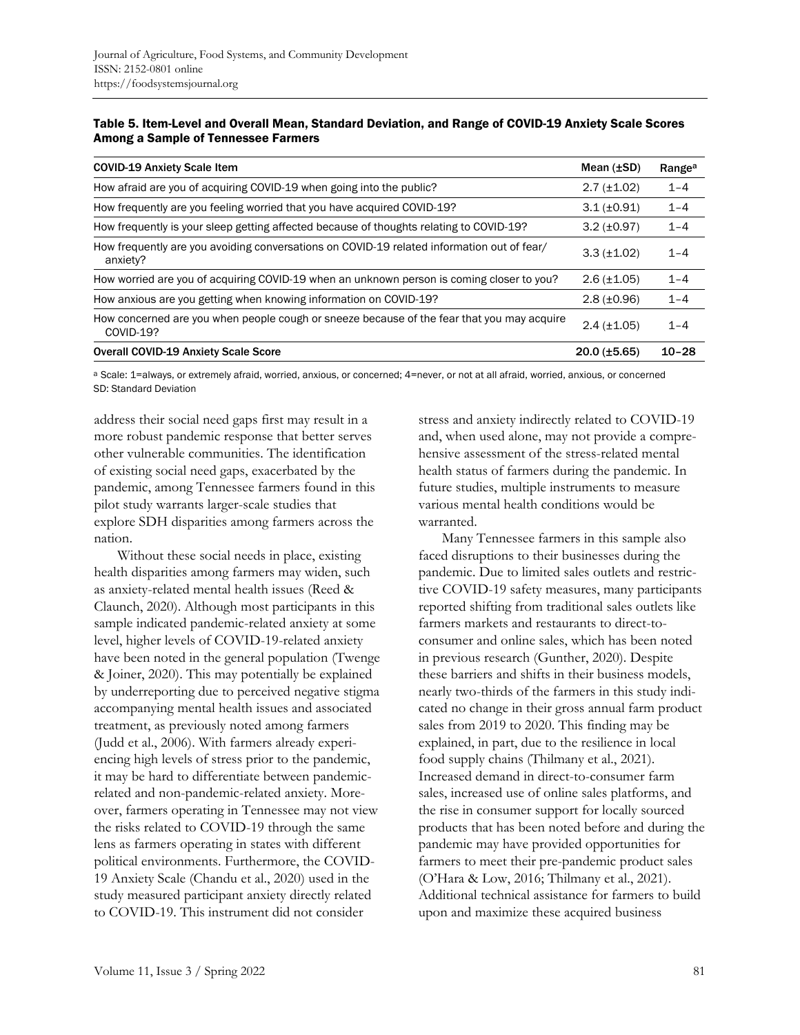**Table 5. Item-Level and Overall Mean, Standard Deviation, and Range of COVID-19 Anxiety Scale Scores Among a Sample of Tennessee Farmers**

| COVID-19 Anxiety Scale Item | Mean (±SD) | Range[a] |
|---|---|---|
| How afraid are you of acquiring COVID-19 when going into the public? | 2.7 (±1.02) | 1–4 |
| How frequently are you feeling worried that you have acquired COVID-19? | 3.1 (±0.91) | 1–4 |
| How frequently is your sleep getting affected because of thoughts relating to COVID-19? | 3.2 (±0.97) | 1–4 |
| How frequently are you avoiding conversations on COVID-19 related information out of fear/ anxiety? | 3.3 (±1.02) | 1–4 |
| How worried are you of acquiring COVID-19 when an unknown person is coming closer to you? | 2.6 (±1.05) | 1–4 |
| How anxious are you getting when knowing information on COVID-19? | 2.8 (±0.96) | 1–4 |
| How concerned are you when people cough or sneeze because of the fear that you may acquire COVID-19? | 2.4 (±1.05) | 1–4 |
| **Overall COVID-19 Anxiety Scale Score** | **20.0 (±5.65)** | **10–28** |

[a] Scale: 1=always, or extremely afraid, worried, anxious, or concerned; 4=never, or not at all afraid, worried, anxious, or concerned
SD: Standard Deviation

address their social need gaps first may result in a more robust pandemic response that better serves other vulnerable communities. The identification of existing social need gaps, exacerbated by the pandemic, among Tennessee farmers found in this pilot study warrants larger-scale studies that explore SDH disparities among farmers across the nation.

Without these social needs in place, existing health disparities among farmers may widen, such as anxiety-related mental health issues (Reed & Claunch, 2020). Although most participants in this sample indicated pandemic-related anxiety at some level, higher levels of COVID-19-related anxiety have been noted in the general population (Twenge & Joiner, 2020). This may potentially be explained by underreporting due to perceived negative stigma accompanying mental health issues and associated treatment, as previously noted among farmers (Judd et al., 2006). With farmers already experiencing high levels of stress prior to the pandemic, it may be hard to differentiate between pandemic-related and non-pandemic-related anxiety. Moreover, farmers operating in Tennessee may not view the risks related to COVID-19 through the same lens as farmers operating in states with different political environments. Furthermore, the COVID-19 Anxiety Scale (Chandu et al., 2020) used in the study measured participant anxiety directly related to COVID-19. This instrument did not consider stress and anxiety indirectly related to COVID-19 and, when used alone, may not provide a comprehensive assessment of the stress-related mental health status of farmers during the pandemic. In future studies, multiple instruments to measure various mental health conditions would be warranted.

Many Tennessee farmers in this sample also faced disruptions to their businesses during the pandemic. Due to limited sales outlets and restrictive COVID-19 safety measures, many participants reported shifting from traditional sales outlets like farmers markets and restaurants to direct-to-consumer and online sales, which has been noted in previous research (Gunther, 2020). Despite these barriers and shifts in their business models, nearly two-thirds of the farmers in this study indicated no change in their gross annual farm product sales from 2019 to 2020. This finding may be explained, in part, due to the resilience in local food supply chains (Thilmany et al., 2021). Increased demand in direct-to-consumer farm sales, increased use of online sales platforms, and the rise in consumer support for locally sourced products that has been noted before and during the pandemic may have provided opportunities for farmers to meet their pre-pandemic product sales (O'Hara & Low, 2016; Thilmany et al., 2021). Additional technical assistance for farmers to build upon and maximize these acquired business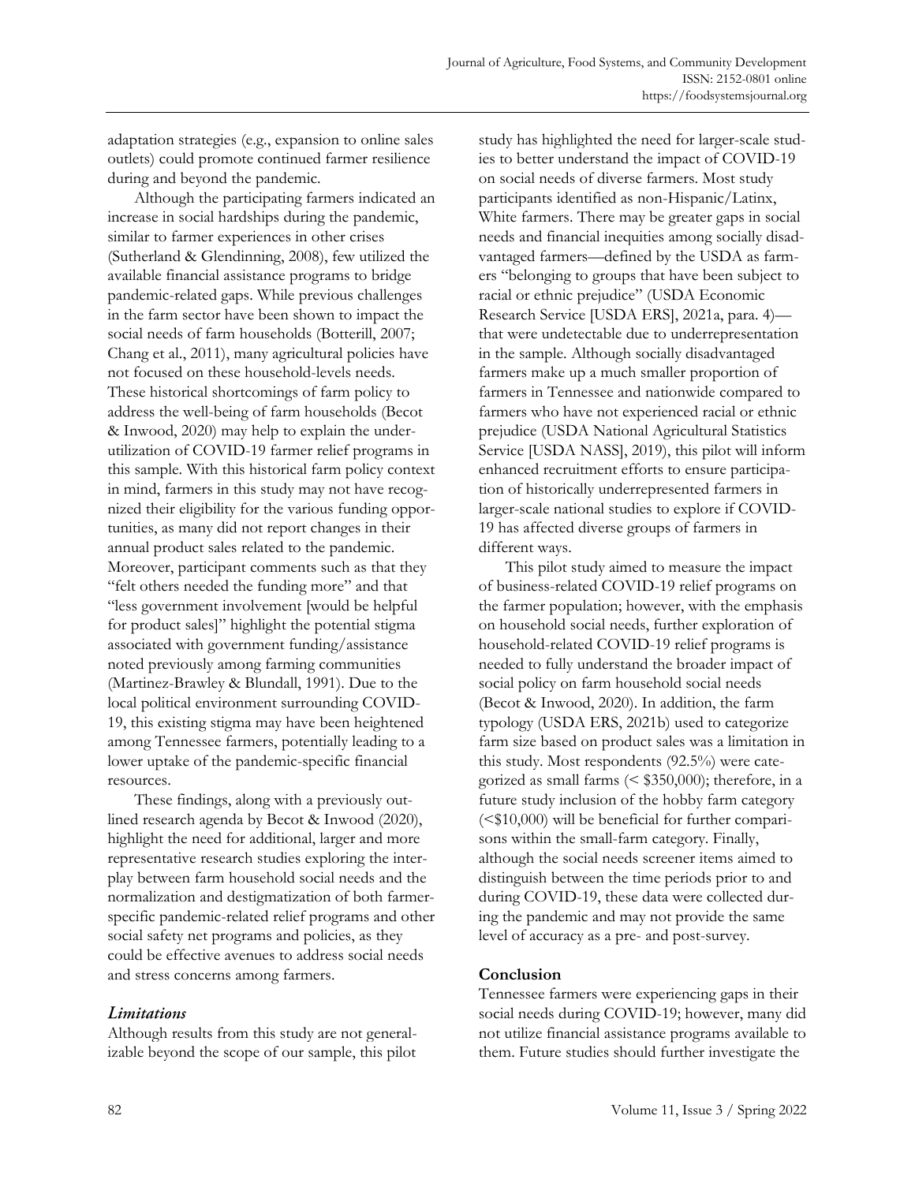adaptation strategies (e.g., expansion to online sales outlets) could promote continued farmer resilience during and beyond the pandemic.

Although the participating farmers indicated an increase in social hardships during the pandemic, similar to farmer experiences in other crises (Sutherland & Glendinning, 2008), few utilized the available financial assistance programs to bridge pandemic-related gaps. While previous challenges in the farm sector have been shown to impact the social needs of farm households (Botterill, 2007; Chang et al., 2011), many agricultural policies have not focused on these household-levels needs. These historical shortcomings of farm policy to address the well-being of farm households (Becot & Inwood, 2020) may help to explain the underutilization of COVID-19 farmer relief programs in this sample. With this historical farm policy context in mind, farmers in this study may not have recognized their eligibility for the various funding opportunities, as many did not report changes in their annual product sales related to the pandemic. Moreover, participant comments such as that they "felt others needed the funding more" and that "less government involvement [would be helpful for product sales]" highlight the potential stigma associated with government funding/assistance noted previously among farming communities (Martinez-Brawley & Blundall, 1991). Due to the local political environment surrounding COVID-19, this existing stigma may have been heightened among Tennessee farmers, potentially leading to a lower uptake of the pandemic-specific financial resources.

These findings, along with a previously outlined research agenda by Becot & Inwood (2020), highlight the need for additional, larger and more representative research studies exploring the interplay between farm household social needs and the normalization and destigmatization of both farmer-specific pandemic-related relief programs and other social safety net programs and policies, as they could be effective avenues to address social needs and stress concerns among farmers.

### *Limitations*

Although results from this study are not generalizable beyond the scope of our sample, this pilot study has highlighted the need for larger-scale studies to better understand the impact of COVID-19 on social needs of diverse farmers. Most study participants identified as non-Hispanic/Latinx, White farmers. There may be greater gaps in social needs and financial inequities among socially disadvantaged farmers—defined by the USDA as farmers "belonging to groups that have been subject to racial or ethnic prejudice" (USDA Economic Research Service [USDA ERS], 2021a, para. 4)—that were undetectable due to underrepresentation in the sample. Although socially disadvantaged farmers make up a much smaller proportion of farmers in Tennessee and nationwide compared to farmers who have not experienced racial or ethnic prejudice (USDA National Agricultural Statistics Service [USDA NASS], 2019), this pilot will inform enhanced recruitment efforts to ensure participation of historically underrepresented farmers in larger-scale national studies to explore if COVID-19 has affected diverse groups of farmers in different ways.

This pilot study aimed to measure the impact of business-related COVID-19 relief programs on the farmer population; however, with the emphasis on household social needs, further exploration of household-related COVID-19 relief programs is needed to fully understand the broader impact of social policy on farm household social needs (Becot & Inwood, 2020). In addition, the farm typology (USDA ERS, 2021b) used to categorize farm size based on product sales was a limitation in this study. Most respondents (92.5%) were categorized as small farms (< $350,000); therefore, in a future study inclusion of the hobby farm category (<$10,000) will be beneficial for further comparisons within the small-farm category. Finally, although the social needs screener items aimed to distinguish between the time periods prior to and during COVID-19, these data were collected during the pandemic and may not provide the same level of accuracy as a pre- and post-survey.

## Conclusion

Tennessee farmers were experiencing gaps in their social needs during COVID-19; however, many did not utilize financial assistance programs available to them. Future studies should further investigate the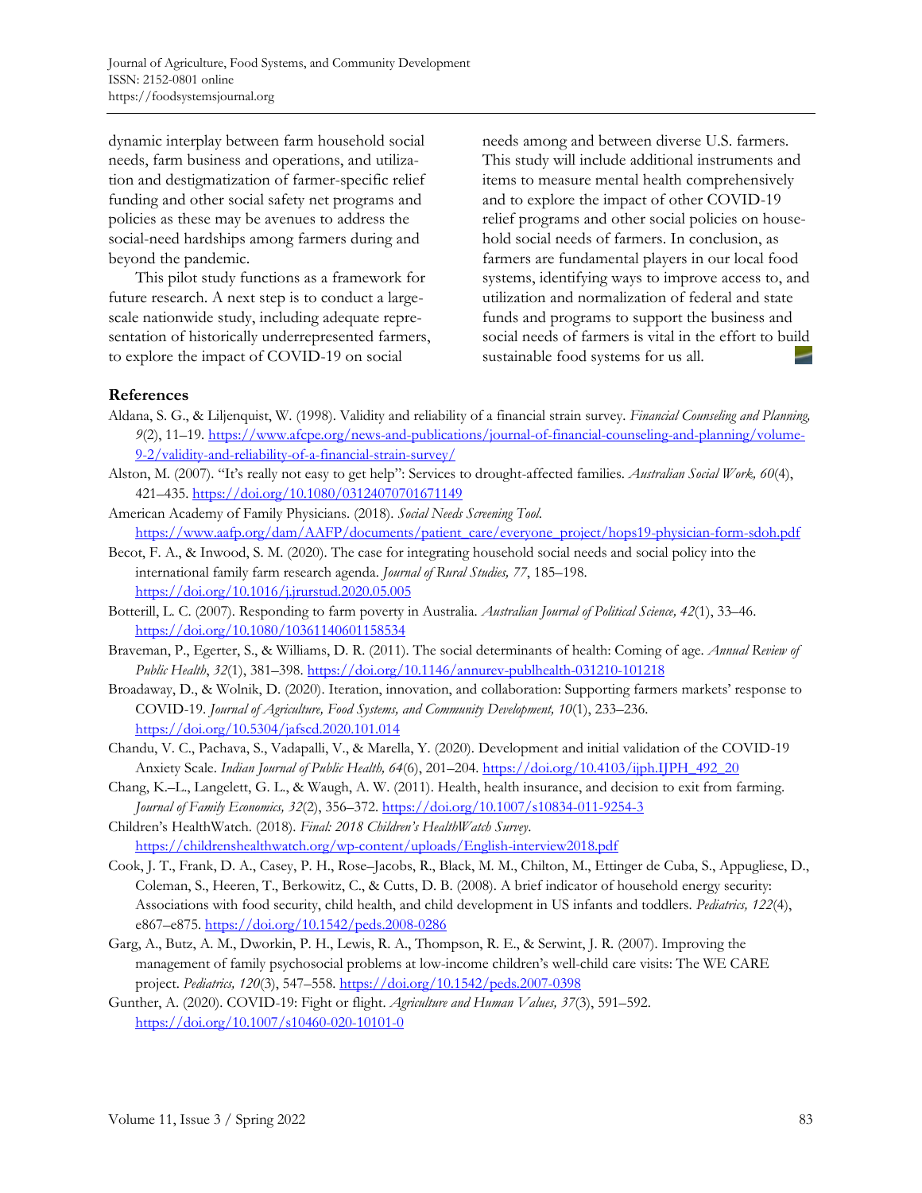dynamic interplay between farm household social needs, farm business and operations, and utilization and destigmatization of farmer-specific relief funding and other social safety net programs and policies as these may be avenues to address the social-need hardships among farmers during and beyond the pandemic.

This pilot study functions as a framework for future research. A next step is to conduct a large-scale nationwide study, including adequate representation of historically underrepresented farmers, to explore the impact of COVID-19 on social needs among and between diverse U.S. farmers. This study will include additional instruments and items to measure mental health comprehensively and to explore the impact of other COVID-19 relief programs and other social policies on household social needs of farmers. In conclusion, as farmers are fundamental players in our local food systems, identifying ways to improve access to, and utilization and normalization of federal and state funds and programs to support the business and social needs of farmers is vital in the effort to build sustainable food systems for us all.

## References

Aldana, S. G., & Liljenquist, W. (1998). Validity and reliability of a financial strain survey. *Financial Counseling and Planning, 9*(2), 11–19. https://www.afcpe.org/news-and-publications/journal-of-financial-counseling-and-planning/volume-9-2/validity-and-reliability-of-a-financial-strain-survey/

Alston, M. (2007). "It's really not easy to get help": Services to drought-affected families. *Australian Social Work, 60*(4), 421–435. https://doi.org/10.1080/03124070701671149

American Academy of Family Physicians. (2018). *Social Needs Screening Tool.* https://www.aafp.org/dam/AAFP/documents/patient_care/everyone_project/hops19-physician-form-sdoh.pdf

Becot, F. A., & Inwood, S. M. (2020). The case for integrating household social needs and social policy into the international family farm research agenda. *Journal of Rural Studies, 77*, 185–198. https://doi.org/10.1016/j.jrurstud.2020.05.005

Botterill, L. C. (2007). Responding to farm poverty in Australia. *Australian Journal of Political Science, 42*(1), 33–46. https://doi.org/10.1080/10361140601158534

Braveman, P., Egerter, S., & Williams, D. R. (2011). The social determinants of health: Coming of age. *Annual Review of Public Health*, *32*(1), 381–398. https://doi.org/10.1146/annurev-publhealth-031210-101218

Broadaway, D., & Wolnik, D. (2020). Iteration, innovation, and collaboration: Supporting farmers markets' response to COVID-19. *Journal of Agriculture, Food Systems, and Community Development, 10*(1), 233–236. https://doi.org/10.5304/jafscd.2020.101.014

Chandu, V. C., Pachava, S., Vadapalli, V., & Marella, Y. (2020). Development and initial validation of the COVID-19 Anxiety Scale. *Indian Journal of Public Health, 64*(6), 201–204. https://doi.org/10.4103/ijph.IJPH_492_20

Chang, K.–L., Langelett, G. L., & Waugh, A. W. (2011). Health, health insurance, and decision to exit from farming. *Journal of Family Economics, 32*(2), 356–372. https://doi.org/10.1007/s10834-011-9254-3

Children's HealthWatch. (2018). *Final: 2018 Children's HealthWatch Survey.* https://childrenshealthwatch.org/wp-content/uploads/English-interview2018.pdf

Cook, J. T., Frank, D. A., Casey, P. H., Rose–Jacobs, R., Black, M. M., Chilton, M., Ettinger de Cuba, S., Appugliese, D., Coleman, S., Heeren, T., Berkowitz, C., & Cutts, D. B. (2008). A brief indicator of household energy security: Associations with food security, child health, and child development in US infants and toddlers. *Pediatrics, 122*(4), e867–e875. https://doi.org/10.1542/peds.2008-0286

Garg, A., Butz, A. M., Dworkin, P. H., Lewis, R. A., Thompson, R. E., & Serwint, J. R. (2007). Improving the management of family psychosocial problems at low-income children's well-child care visits: The WE CARE project. *Pediatrics, 120*(3), 547–558. https://doi.org/10.1542/peds.2007-0398

Gunther, A. (2020). COVID-19: Fight or flight. *Agriculture and Human Values, 37*(3), 591–592. https://doi.org/10.1007/s10460-020-10101-0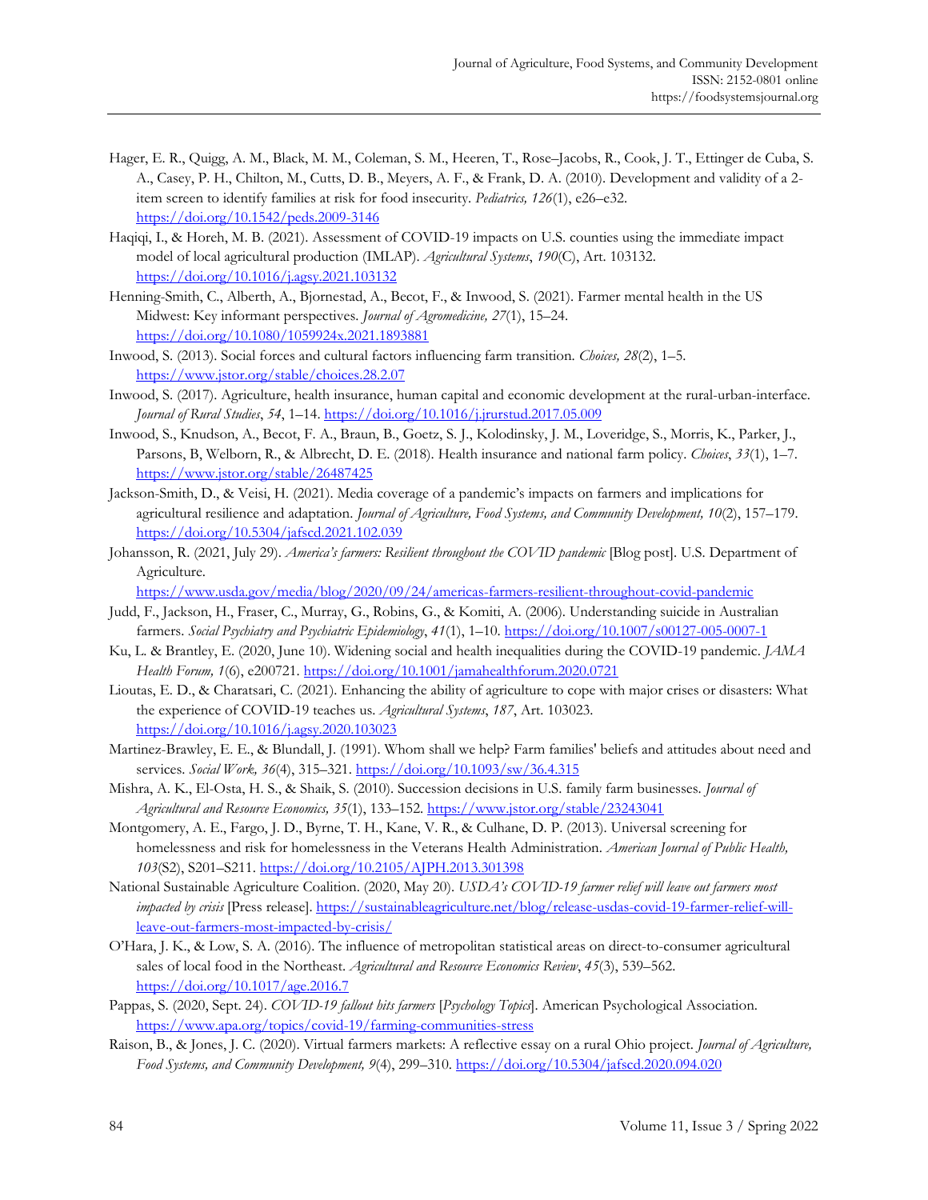Hager, E. R., Quigg, A. M., Black, M. M., Coleman, S. M., Heeren, T., Rose–Jacobs, R., Cook, J. T., Ettinger de Cuba, S. A., Casey, P. H., Chilton, M., Cutts, D. B., Meyers, A. F., & Frank, D. A. (2010). Development and validity of a 2-item screen to identify families at risk for food insecurity. *Pediatrics, 126*(1), e26–e32. https://doi.org/10.1542/peds.2009-3146

Haqiqi, I., & Horeh, M. B. (2021). Assessment of COVID-19 impacts on U.S. counties using the immediate impact model of local agricultural production (IMLAP). *Agricultural Systems*, *190*(C), Art. 103132. https://doi.org/10.1016/j.agsy.2021.103132

Henning-Smith, C., Alberth, A., Bjornestad, A., Becot, F., & Inwood, S. (2021). Farmer mental health in the US Midwest: Key informant perspectives. *Journal of Agromedicine, 27*(1), 15–24. https://doi.org/10.1080/1059924x.2021.1893881

Inwood, S. (2013). Social forces and cultural factors influencing farm transition. *Choices, 28*(2), 1–5. https://www.jstor.org/stable/choices.28.2.07

Inwood, S. (2017). Agriculture, health insurance, human capital and economic development at the rural-urban-interface. *Journal of Rural Studies*, *54*, 1–14. https://doi.org/10.1016/j.jrurstud.2017.05.009

Inwood, S., Knudson, A., Becot, F. A., Braun, B., Goetz, S. J., Kolodinsky, J. M., Loveridge, S., Morris, K., Parker, J., Parsons, B, Welborn, R., & Albrecht, D. E. (2018). Health insurance and national farm policy. *Choices*, *33*(1), 1–7. https://www.jstor.org/stable/26487425

Jackson-Smith, D., & Veisi, H. (2021). Media coverage of a pandemic's impacts on farmers and implications for agricultural resilience and adaptation. *Journal of Agriculture, Food Systems, and Community Development, 10*(2), 157–179. https://doi.org/10.5304/jafscd.2021.102.039

Johansson, R. (2021, July 29). *America's farmers: Resilient throughout the COVID pandemic* [Blog post]. U.S. Department of Agriculture. https://www.usda.gov/media/blog/2020/09/24/americas-farmers-resilient-throughout-covid-pandemic

Judd, F., Jackson, H., Fraser, C., Murray, G., Robins, G., & Komiti, A. (2006). Understanding suicide in Australian farmers. *Social Psychiatry and Psychiatric Epidemiology*, *41*(1), 1–10. https://doi.org/10.1007/s00127-005-0007-1

Ku, L. & Brantley, E. (2020, June 10). Widening social and health inequalities during the COVID-19 pandemic. *JAMA Health Forum, 1*(6), e200721. https://doi.org/10.1001/jamahealthforum.2020.0721

Lioutas, E. D., & Charatsari, C. (2021). Enhancing the ability of agriculture to cope with major crises or disasters: What the experience of COVID-19 teaches us. *Agricultural Systems*, *187*, Art. 103023. https://doi.org/10.1016/j.agsy.2020.103023

Martinez-Brawley, E. E., & Blundall, J. (1991). Whom shall we help? Farm families' beliefs and attitudes about need and services. *Social Work, 36*(4), 315–321. https://doi.org/10.1093/sw/36.4.315

Mishra, A. K., El-Osta, H. S., & Shaik, S. (2010). Succession decisions in U.S. family farm businesses. *Journal of Agricultural and Resource Economics, 35*(1), 133–152. https://www.jstor.org/stable/23243041

Montgomery, A. E., Fargo, J. D., Byrne, T. H., Kane, V. R., & Culhane, D. P. (2013). Universal screening for homelessness and risk for homelessness in the Veterans Health Administration. *American Journal of Public Health, 103*(S2), S201–S211. https://doi.org/10.2105/AJPH.2013.301398

National Sustainable Agriculture Coalition. (2020, May 20). *USDA's COVID-19 farmer relief will leave out farmers most impacted by crisis* [Press release]. https://sustainableagriculture.net/blog/release-usdas-covid-19-farmer-relief-will-leave-out-farmers-most-impacted-by-crisis/

O'Hara, J. K., & Low, S. A. (2016). The influence of metropolitan statistical areas on direct-to-consumer agricultural sales of local food in the Northeast. *Agricultural and Resource Economics Review*, *45*(3), 539–562. https://doi.org/10.1017/age.2016.7

Pappas, S. (2020, Sept. 24). *COVID-19 fallout hits farmers* [*Psychology Topics*]. American Psychological Association. https://www.apa.org/topics/covid-19/farming-communities-stress

Raison, B., & Jones, J. C. (2020). Virtual farmers markets: A reflective essay on a rural Ohio project. *Journal of Agriculture, Food Systems, and Community Development, 9*(4), 299–310. https://doi.org/10.5304/jafscd.2020.094.020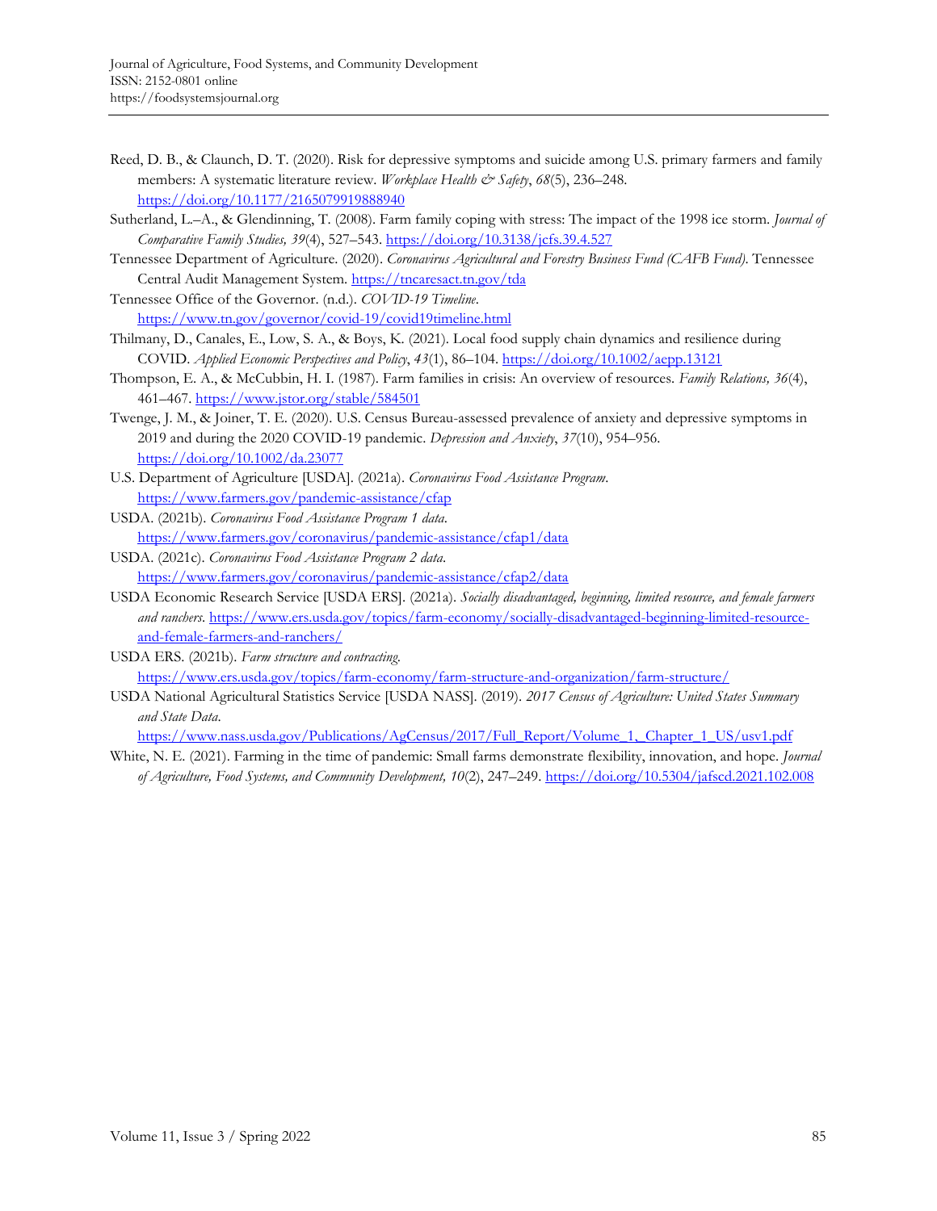Reed, D. B., & Claunch, D. T. (2020). Risk for depressive symptoms and suicide among U.S. primary farmers and family members: A systematic literature review. *Workplace Health & Safety*, *68*(5), 236–248. https://doi.org/10.1177/2165079919888940

Sutherland, L.–A., & Glendinning, T. (2008). Farm family coping with stress: The impact of the 1998 ice storm. *Journal of Comparative Family Studies, 39*(4), 527–543. https://doi.org/10.3138/jcfs.39.4.527

Tennessee Department of Agriculture. (2020). *Coronavirus Agricultural and Forestry Business Fund (CAFB Fund)*. Tennessee Central Audit Management System. https://tncaresact.tn.gov/tda

Tennessee Office of the Governor. (n.d.). *COVID-19 Timeline*. https://www.tn.gov/governor/covid-19/covid19timeline.html

Thilmany, D., Canales, E., Low, S. A., & Boys, K. (2021). Local food supply chain dynamics and resilience during COVID. *Applied Economic Perspectives and Policy*, *43*(1), 86–104. https://doi.org/10.1002/aepp.13121

Thompson, E. A., & McCubbin, H. I. (1987). Farm families in crisis: An overview of resources. *Family Relations, 36*(4), 461–467. https://www.jstor.org/stable/584501

Twenge, J. M., & Joiner, T. E. (2020). U.S. Census Bureau-assessed prevalence of anxiety and depressive symptoms in 2019 and during the 2020 COVID-19 pandemic. *Depression and Anxiety*, *37*(10), 954–956. https://doi.org/10.1002/da.23077

U.S. Department of Agriculture [USDA]. (2021a). *Coronavirus Food Assistance Program*. https://www.farmers.gov/pandemic-assistance/cfap

USDA. (2021b). *Coronavirus Food Assistance Program 1 data*. https://www.farmers.gov/coronavirus/pandemic-assistance/cfap1/data

USDA. (2021c). *Coronavirus Food Assistance Program 2 data*. https://www.farmers.gov/coronavirus/pandemic-assistance/cfap2/data

USDA Economic Research Service [USDA ERS]. (2021a). *Socially disadvantaged, beginning, limited resource, and female farmers and ranchers*. https://www.ers.usda.gov/topics/farm-economy/socially-disadvantaged-beginning-limited-resource-and-female-farmers-and-ranchers/

USDA ERS. (2021b). *Farm structure and contracting*. https://www.ers.usda.gov/topics/farm-economy/farm-structure-and-organization/farm-structure/

USDA National Agricultural Statistics Service [USDA NASS]. (2019). *2017 Census of Agriculture: United States Summary and State Data*. https://www.nass.usda.gov/Publications/AgCensus/2017/Full_Report/Volume_1,_Chapter_1_US/usv1.pdf

White, N. E. (2021). Farming in the time of pandemic: Small farms demonstrate flexibility, innovation, and hope. *Journal of Agriculture, Food Systems, and Community Development, 10*(2), 247–249. https://doi.org/10.5304/jafscd.2021.102.008